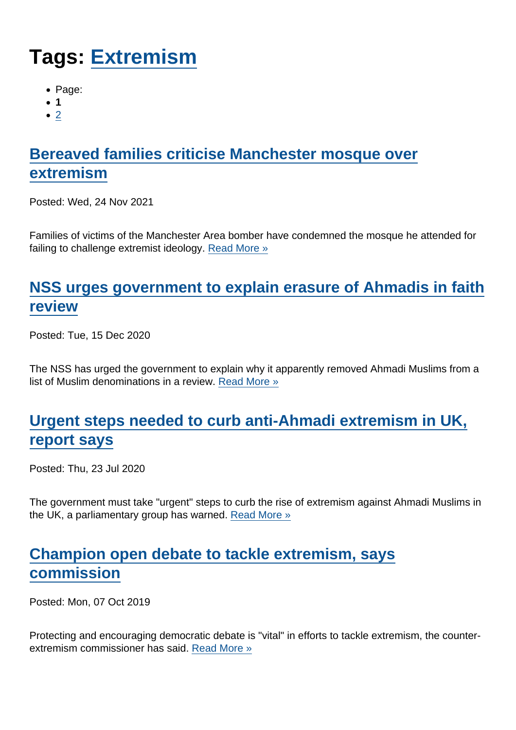# Tags: Extremism

- Page:
- **1**
- 2

## Bereaved families criticise Manchester mosque over extremism

Posted: Wed, 24 Nov 2021

Families of victims of the Manchester Area bomber have condemned the mosque he attended for failing to challenge extremist ideology. Read More »

## NSS urges government to explain erasure of Ahmadis in faith review

Posted: Tue, 15 Dec 2020

The NSS has urged the government to explain why it apparently removed Ahmadi Muslims from a list of Muslim denominations in a review. Read More »

## Urgent steps needed to curb anti-Ahmadi extremism in UK, report says

Posted: Thu, 23 Jul 2020

The government must take "urgent" steps to curb the rise of extremism against Ahmadi Muslims in the UK, a parliamentary group has warned. Read More »

## Champion open debate to tackle extremism, says commission

Posted: Mon, 07 Oct 2019

Protecting and encouraging democratic debate is "vital" in efforts to tackle extremism, the counter-extremism commissioner has said. Read More »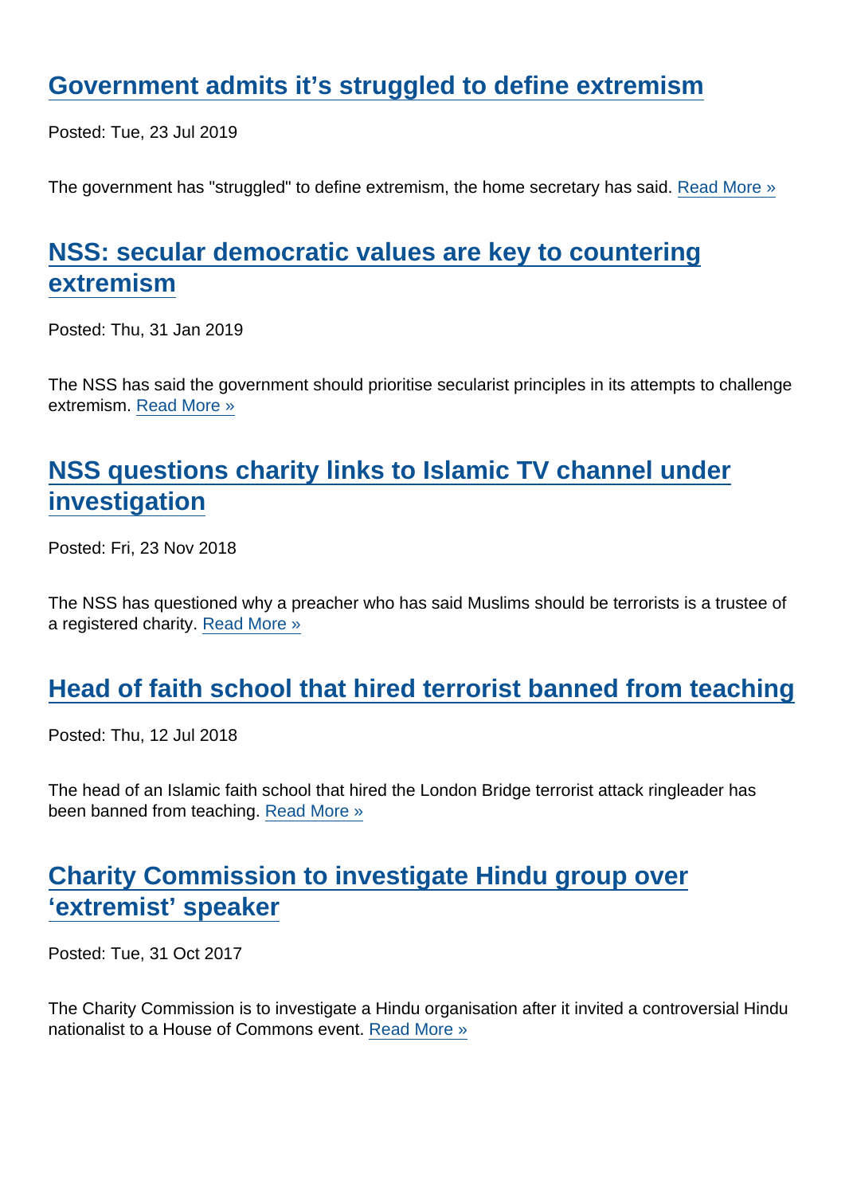## Government admits it’s struggled to define extremism

Posted: Tue, 23 Jul 2019

The government has "struggled" to define extremism, the home secretary has said. Read More »

## NSS: secular democratic values are key to countering extremism

Posted: Thu, 31 Jan 2019

The NSS has said the government should prioritise secularist principles in its attempts to challenge extremism. Read More »

## NSS questions charity links to Islamic TV channel under investigation

Posted: Fri, 23 Nov 2018

The NSS has questioned why a preacher who has said Muslims should be terrorists is a trustee of a registered charity. Read More »

## Head of faith school that hired terrorist banned from teaching

Posted: Thu, 12 Jul 2018

The head of an Islamic faith school that hired the London Bridge terrorist attack ringleader has been banned from teaching. Read More »

## Charity Commission to investigate Hindu group over ‘extremist’ speaker

Posted: Tue, 31 Oct 2017

The Charity Commission is to investigate a Hindu organisation after it invited a controversial Hindu nationalist to a House of Commons event. Read More »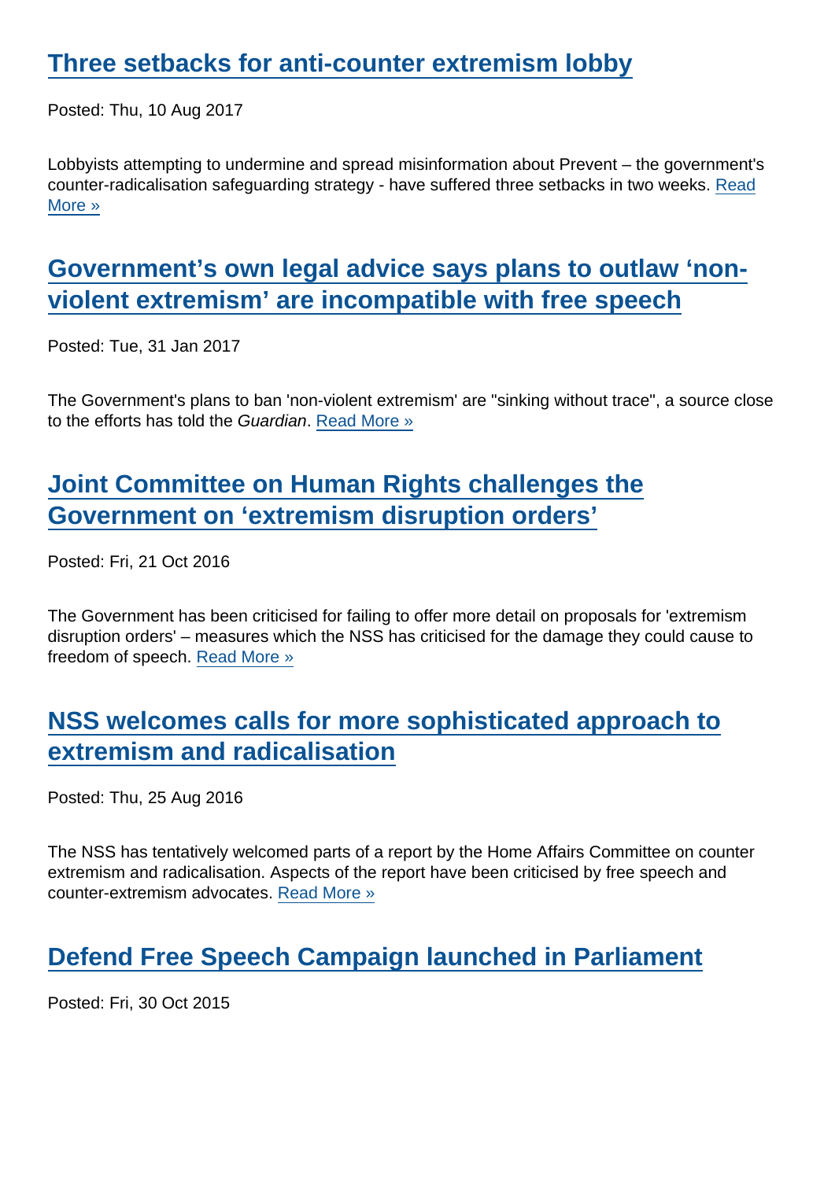## Three setbacks for anti-counter extremism lobby

Posted: Thu, 10 Aug 2017

Lobbyists attempting to undermine and spread misinformation about Prevent – the government's counter-radicalisation safeguarding strategy - have suffered three setbacks in two weeks. Read More »

## Government's own legal advice says plans to outlaw 'non-violent extremism' are incompatible with free speech

Posted: Tue, 31 Jan 2017

The Government's plans to ban 'non-violent extremism' are "sinking without trace", a source close to the efforts has told the *Guardian*. Read More »

## Joint Committee on Human Rights challenges the Government on 'extremism disruption orders'

Posted: Fri, 21 Oct 2016

The Government has been criticised for failing to offer more detail on proposals for 'extremism disruption orders' – measures which the NSS has criticised for the damage they could cause to freedom of speech. Read More »

## NSS welcomes calls for more sophisticated approach to extremism and radicalisation

Posted: Thu, 25 Aug 2016

The NSS has tentatively welcomed parts of a report by the Home Affairs Committee on counter extremism and radicalisation. Aspects of the report have been criticised by free speech and counter-extremism advocates. Read More »

## Defend Free Speech Campaign launched in Parliament

Posted: Fri, 30 Oct 2015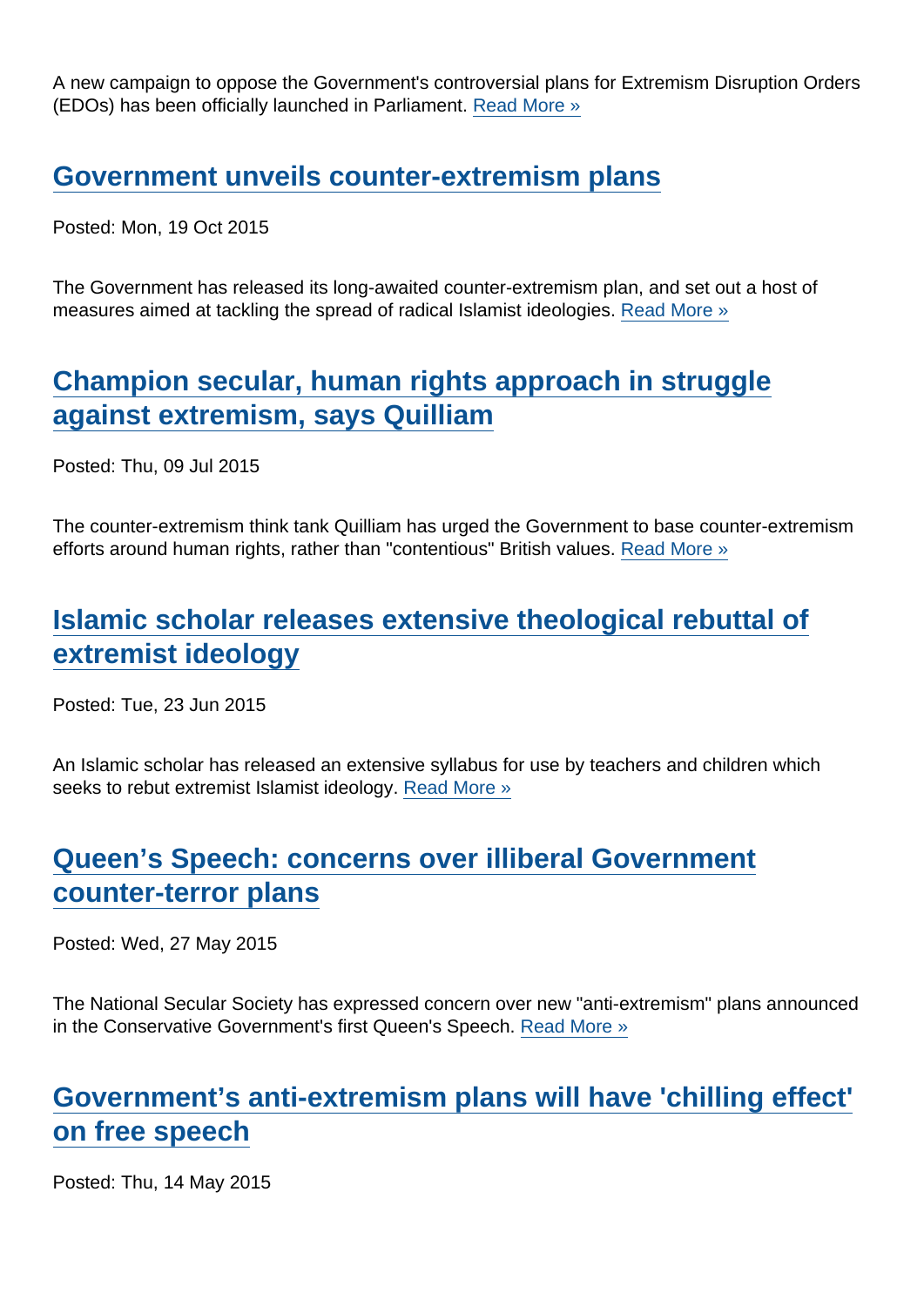A new campaign to oppose the Government's controversial plans for Extremism Disruption Orders (EDOs) has been officially launched in Parliament. [Read More »]

## [Government unveils counter-extremism plans]

Posted: Mon, 19 Oct 2015

The Government has released its long-awaited counter-extremism plan, and set out a host of measures aimed at tackling the spread of radical Islamist ideologies. [Read More »]

## [Champion secular, human rights approach in struggle against extremism, says Quilliam]

Posted: Thu, 09 Jul 2015

The counter-extremism think tank Quilliam has urged the Government to base counter-extremism efforts around human rights, rather than "contentious" British values. [Read More »]

## [Islamic scholar releases extensive theological rebuttal of extremist ideology]

Posted: Tue, 23 Jun 2015

An Islamic scholar has released an extensive syllabus for use by teachers and children which seeks to rebut extremist Islamist ideology. [Read More »]

## [Queen's Speech: concerns over illiberal Government counter-terror plans]

Posted: Wed, 27 May 2015

The National Secular Society has expressed concern over new "anti-extremism" plans announced in the Conservative Government's first Queen's Speech. [Read More »]

## [Government's anti-extremism plans will have 'chilling effect' on free speech]

Posted: Thu, 14 May 2015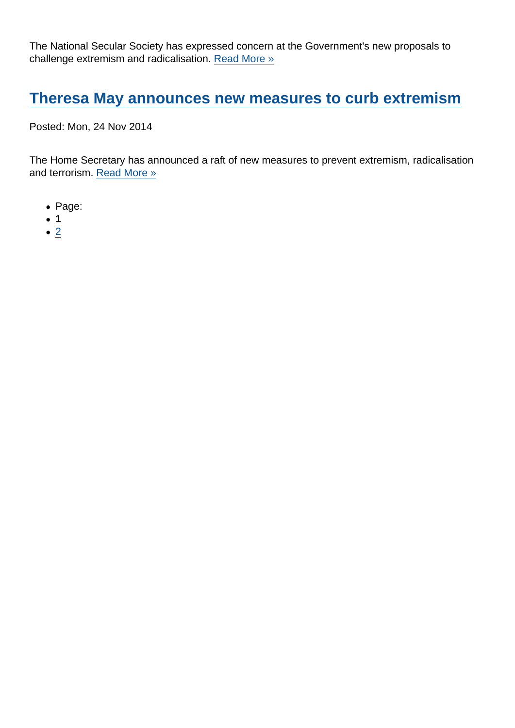The National Secular Society has expressed concern at the Government's new proposals to challenge extremism and radicalisation. Read More »

## Theresa May announces new measures to curb extremism

Posted: Mon, 24 Nov 2014

The Home Secretary has announced a raft of new measures to prevent extremism, radicalisation and terrorism. Read More »

- Page:
- **1**
- 2